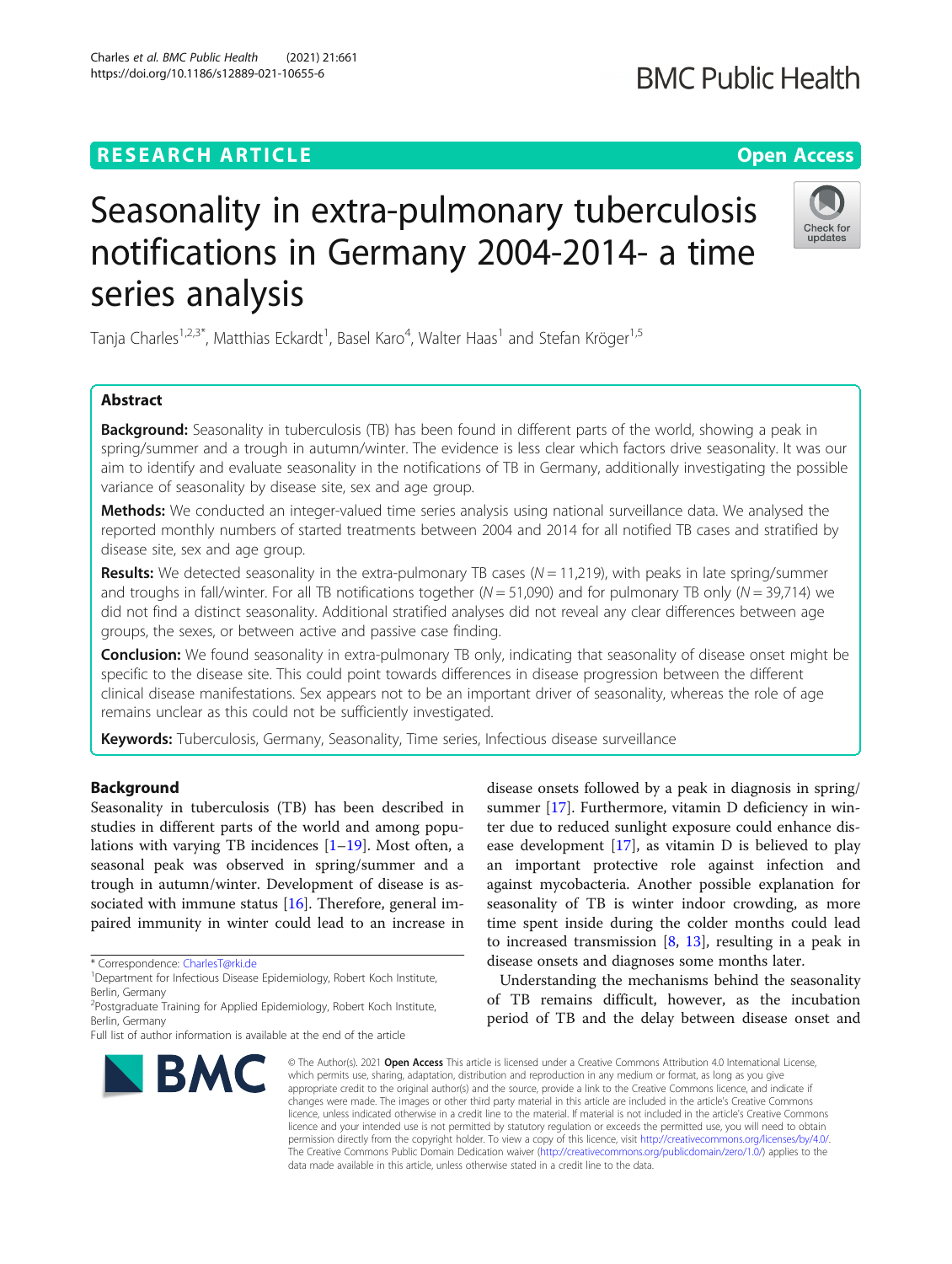RESEARCH ARTICLE

Open Access

# Seasonality in extra-pulmonary tuberculosis notifications in Germany 2004-2014- a time series analysis

Tanja Charles[1,2,3*], Matthias Eckardt[1], Basel Karo[4], Walter Haas[1] and Stefan Kröger[1,5]

## Abstract

**Background:** Seasonality in tuberculosis (TB) has been found in different parts of the world, showing a peak in spring/summer and a trough in autumn/winter. The evidence is less clear which factors drive seasonality. It was our aim to identify and evaluate seasonality in the notifications of TB in Germany, additionally investigating the possible variance of seasonality by disease site, sex and age group.

**Methods:** We conducted an integer-valued time series analysis using national surveillance data. We analysed the reported monthly numbers of started treatments between 2004 and 2014 for all notified TB cases and stratified by disease site, sex and age group.

**Results:** We detected seasonality in the extra-pulmonary TB cases ($N = 11,219$), with peaks in late spring/summer and troughs in fall/winter. For all TB notifications together ($N = 51,090$) and for pulmonary TB only ($N = 39,714$) we did not find a distinct seasonality. Additional stratified analyses did not reveal any clear differences between age groups, the sexes, or between active and passive case finding.

**Conclusion:** We found seasonality in extra-pulmonary TB only, indicating that seasonality of disease onset might be specific to the disease site. This could point towards differences in disease progression between the different clinical disease manifestations. Sex appears not to be an important driver of seasonality, whereas the role of age remains unclear as this could not be sufficiently investigated.

**Keywords:** Tuberculosis, Germany, Seasonality, Time series, Infectious disease surveillance

## Background

Seasonality in tuberculosis (TB) has been described in studies in different parts of the world and among populations with varying TB incidences [1–19]. Most often, a seasonal peak was observed in spring/summer and a trough in autumn/winter. Development of disease is associated with immune status [16]. Therefore, general impaired immunity in winter could lead to an increase in disease onsets followed by a peak in diagnosis in spring/summer [17]. Furthermore, vitamin D deficiency in winter due to reduced sunlight exposure could enhance disease development [17], as vitamin D is believed to play an important protective role against infection and against mycobacteria. Another possible explanation for seasonality of TB is winter indoor crowding, as more time spent inside during the colder months could lead to increased transmission [8, 13], resulting in a peak in disease onsets and diagnoses some months later.

Understanding the mechanisms behind the seasonality of TB remains difficult, however, as the incubation period of TB and the delay between disease onset and

\* Correspondence: CharlesT@rki.de
[1]Department for Infectious Disease Epidemiology, Robert Koch Institute, Berlin, Germany
[2]Postgraduate Training for Applied Epidemiology, Robert Koch Institute, Berlin, Germany
Full list of author information is available at the end of the article

© The Author(s). 2021 **Open Access** This article is licensed under a Creative Commons Attribution 4.0 International License, which permits use, sharing, adaptation, distribution and reproduction in any medium or format, as long as you give appropriate credit to the original author(s) and the source, provide a link to the Creative Commons licence, and indicate if changes were made. The images or other third party material in this article are included in the article's Creative Commons licence, unless indicated otherwise in a credit line to the material. If material is not included in the article's Creative Commons licence and your intended use is not permitted by statutory regulation or exceeds the permitted use, you will need to obtain permission directly from the copyright holder. To view a copy of this licence, visit http://creativecommons.org/licenses/by/4.0/. The Creative Commons Public Domain Dedication waiver (http://creativecommons.org/publicdomain/zero/1.0/) applies to the data made available in this article, unless otherwise stated in a credit line to the data.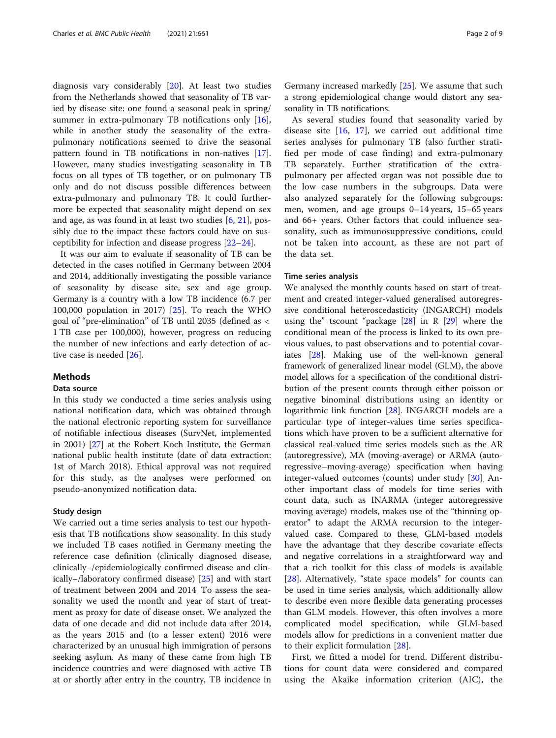diagnosis vary considerably [20]. At least two studies from the Netherlands showed that seasonality of TB varied by disease site: one found a seasonal peak in spring/summer in extra-pulmonary TB notifications only [16], while in another study the seasonality of the extra-pulmonary notifications seemed to drive the seasonal pattern found in TB notifications in non-natives [17]. However, many studies investigating seasonality in TB focus on all types of TB together, or on pulmonary TB only and do not discuss possible differences between extra-pulmonary and pulmonary TB. It could furthermore be expected that seasonality might depend on sex and age, as was found in at least two studies [6, 21], possibly due to the impact these factors could have on susceptibility for infection and disease progress [22–24].

It was our aim to evaluate if seasonality of TB can be detected in the cases notified in Germany between 2004 and 2014, additionally investigating the possible variance of seasonality by disease site, sex and age group. Germany is a country with a low TB incidence (6.7 per 100,000 population in 2017) [25]. To reach the WHO goal of "pre-elimination" of TB until 2035 (defined as < 1 TB case per 100,000), however, progress on reducing the number of new infections and early detection of active case is needed [26].

## Methods

### Data source

In this study we conducted a time series analysis using national notification data, which was obtained through the national electronic reporting system for surveillance of notifiable infectious diseases (SurvNet, implemented in 2001) [27] at the Robert Koch Institute, the German national public health institute (date of data extraction: 1st of March 2018). Ethical approval was not required for this study, as the analyses were performed on pseudo-anonymized notification data.

### Study design

We carried out a time series analysis to test our hypothesis that TB notifications show seasonality. In this study we included TB cases notified in Germany meeting the reference case definition (clinically diagnosed disease, clinically–/epidemiologically confirmed disease and clinically–/laboratory confirmed disease) [25] and with start of treatment between 2004 and 2014. To assess the seasonality we used the month and year of start of treatment as proxy for date of disease onset. We analyzed the data of one decade and did not include data after 2014, as the years 2015 and (to a lesser extent) 2016 were characterized by an unusual high immigration of persons seeking asylum. As many of these came from high TB incidence countries and were diagnosed with active TB at or shortly after entry in the country, TB incidence in Germany increased markedly [25]. We assume that such a strong epidemiological change would distort any seasonality in TB notifications.

As several studies found that seasonality varied by disease site [16, 17], we carried out additional time series analyses for pulmonary TB (also further stratified per mode of case finding) and extra-pulmonary TB separately. Further stratification of the extra-pulmonary per affected organ was not possible due to the low case numbers in the subgroups. Data were also analyzed separately for the following subgroups: men, women, and age groups 0–14 years, 15–65 years and 66+ years. Other factors that could influence seasonality, such as immunosuppressive conditions, could not be taken into account, as these are not part of the data set.

### Time series analysis

We analysed the monthly counts based on start of treatment and created integer-valued generalised autoregressive conditional heteroscedasticity (INGARCH) models using the" tscount "package [28] in R [29] where the conditional mean of the process is linked to its own previous values, to past observations and to potential covariates [28]. Making use of the well-known general framework of generalized linear model (GLM), the above model allows for a specification of the conditional distribution of the present counts through either poisson or negative binominal distributions using an identity or logarithmic link function [28]. INGARCH models are a particular type of integer-values time series specifications which have proven to be a sufficient alternative for classical real-valued time series models such as the AR (autoregressive), MA (moving-average) or ARMA (autoregressive–moving-average) specification when having integer-valued outcomes (counts) under study [30]. Another important class of models for time series with count data, such as INARMA (integer autoregressive moving average) models, makes use of the "thinning operator" to adapt the ARMA recursion to the integer-valued case. Compared to these, GLM-based models have the advantage that they describe covariate effects and negative correlations in a straightforward way and that a rich toolkit for this class of models is available [28]. Alternatively, "state space models" for counts can be used in time series analysis, which additionally allow to describe even more flexible data generating processes than GLM models. However, this often involves a more complicated model specification, while GLM-based models allow for predictions in a convenient matter due to their explicit formulation [28].

First, we fitted a model for trend. Different distributions for count data were considered and compared using the Akaike information criterion (AIC), the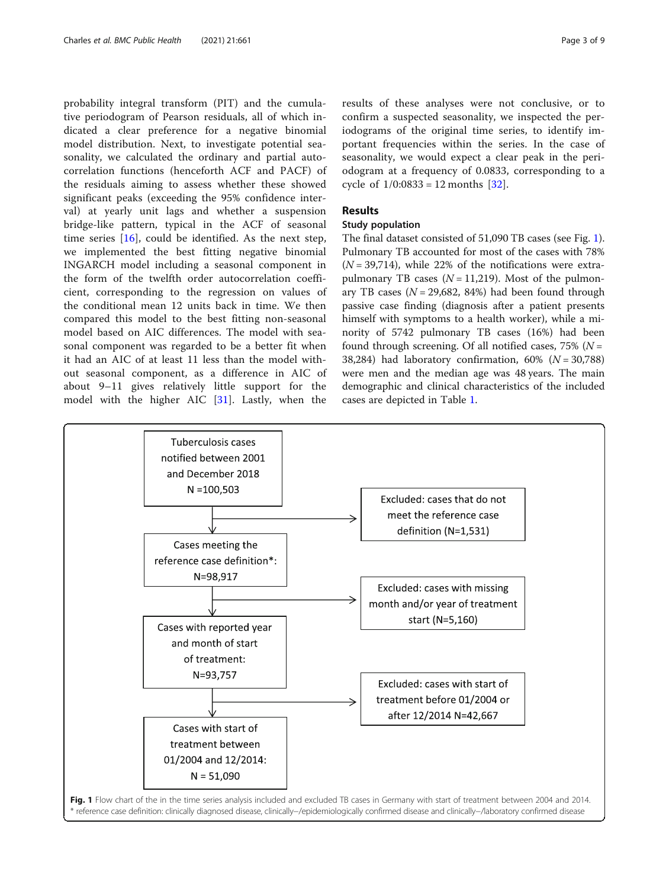probability integral transform (PIT) and the cumulative periodogram of Pearson residuals, all of which indicated a clear preference for a negative binomial model distribution. Next, to investigate potential seasonality, we calculated the ordinary and partial autocorrelation functions (henceforth ACF and PACF) of the residuals aiming to assess whether these showed significant peaks (exceeding the 95% confidence interval) at yearly unit lags and whether a suspension bridge-like pattern, typical in the ACF of seasonal time series [16], could be identified. As the next step, we implemented the best fitting negative binomial INGARCH model including a seasonal component in the form of the twelfth order autocorrelation coefficient, corresponding to the regression on values of the conditional mean 12 units back in time. We then compared this model to the best fitting non-seasonal model based on AIC differences. The model with seasonal component was regarded to be a better fit when it had an AIC of at least 11 less than the model without seasonal component, as a difference in AIC of about 9–11 gives relatively little support for the model with the higher AIC [31]. Lastly, when the results of these analyses were not conclusive, or to confirm a suspected seasonality, we inspected the periodograms of the original time series, to identify important frequencies within the series. In the case of seasonality, we would expect a clear peak in the periodogram at a frequency of 0.0833, corresponding to a cycle of 1/0:0833 = 12 months [32].

## Results

### Study population

The final dataset consisted of 51,090 TB cases (see Fig. 1). Pulmonary TB accounted for most of the cases with 78% ($N$ = 39,714), while 22% of the notifications were extrapulmonary TB cases ($N$ = 11,219). Most of the pulmonary TB cases ($N$ = 29,682, 84%) had been found through passive case finding (diagnosis after a patient presents himself with symptoms to a health worker), while a minority of 5742 pulmonary TB cases (16%) had been found through screening. Of all notified cases, 75% ($N$ = 38,284) had laboratory confirmation, 60% ($N$ = 30,788) were men and the median age was 48 years. The main demographic and clinical characteristics of the included cases are depicted in Table 1.

Tuberculosis cases notified between 2001 and December 2018 N =100,503

→ Excluded: cases that do not meet the reference case definition (N=1,531)

Cases meeting the reference case definition*: N=98,917

→ Excluded: cases with missing month and/or year of treatment start (N=5,160)

Cases with reported year and month of start of treatment: N=93,757

→ Excluded: cases with start of treatment before 01/2004 or after 12/2014 N=42,667

Cases with start of treatment between 01/2004 and 12/2014: N = 51,090

**Fig. 1** Flow chart of the in the time series analysis included and excluded TB cases in Germany with start of treatment between 2004 and 2014. * reference case definition: clinically diagnosed disease, clinically−/epidemiologically confirmed disease and clinically−/laboratory confirmed disease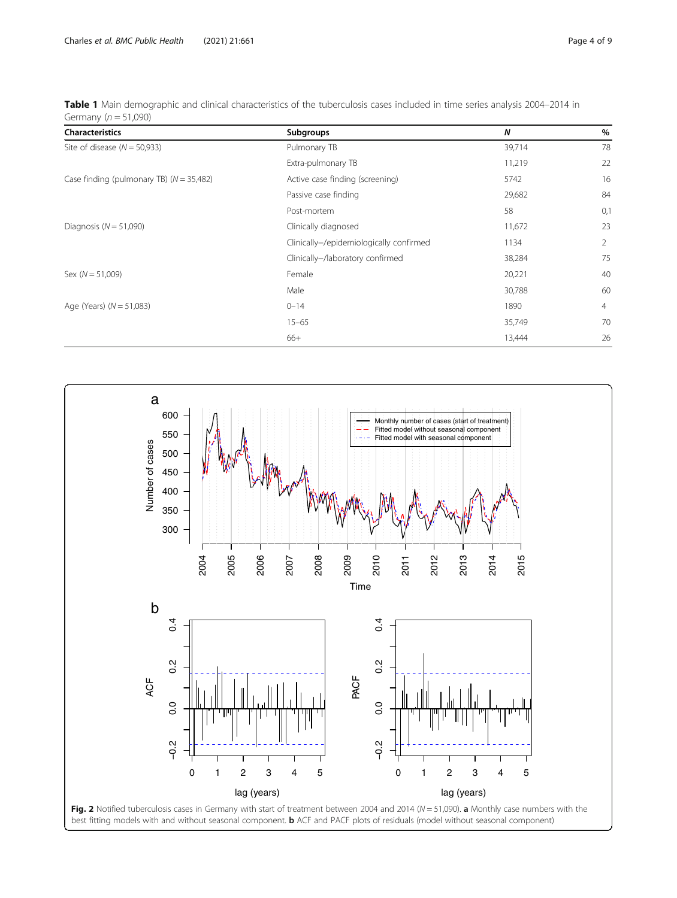**Table 1** Main demographic and clinical characteristics of the tuberculosis cases included in time series analysis 2004–2014 in Germany (n = 51,090)

| Characteristics | Subgroups | *N* | % |
|---|---|---|---|
| Site of disease (N = 50,933) | Pulmonary TB | 39,714 | 78 |
| | Extra-pulmonary TB | 11,219 | 22 |
| Case finding (pulmonary TB) (N = 35,482) | Active case finding (screening) | 5742 | 16 |
| | Passive case finding | 29,682 | 84 |
| | Post-mortem | 58 | 0,1 |
| Diagnosis (N = 51,090) | Clinically diagnosed | 11,672 | 23 |
| | Clinically−/epidemiologically confirmed | 1134 | 2 |
| | Clinically−/laboratory confirmed | 38,284 | 75 |
| Sex (N = 51,009) | Female | 20,221 | 40 |
| | Male | 30,788 | 60 |
| Age (Years) (N = 51,083) | 0–14 | 1890 | 4 |
| | 15–65 | 35,749 | 70 |
| | 66+ | 13,444 | 26 |

**Fig. 2** Notified tuberculosis cases in Germany with start of treatment between 2004 and 2014 (N = 51,090). **a** Monthly case numbers with the best fitting models with and without seasonal component. **b** ACF and PACF plots of residuals (model without seasonal component)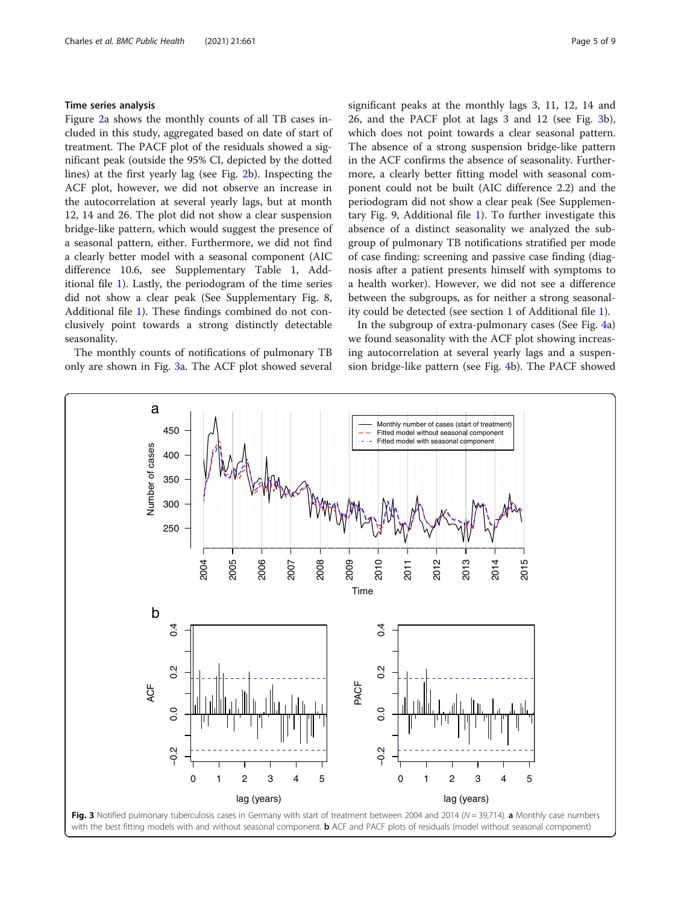### Time series analysis

Figure 2a shows the monthly counts of all TB cases included in this study, aggregated based on date of start of treatment. The PACF plot of the residuals showed a significant peak (outside the 95% CI, depicted by the dotted lines) at the first yearly lag (see Fig. 2b). Inspecting the ACF plot, however, we did not observe an increase in the autocorrelation at several yearly lags, but at month 12, 14 and 26. The plot did not show a clear suspension bridge-like pattern, which would suggest the presence of a seasonal pattern, either. Furthermore, we did not find a clearly better model with a seasonal component (AIC difference 10.6, see Supplementary Table 1, Additional file 1). Lastly, the periodogram of the time series did not show a clear peak (See Supplementary Fig. 8, Additional file 1). These findings combined do not conclusively point towards a strong distinctly detectable seasonality.

The monthly counts of notifications of pulmonary TB only are shown in Fig. 3a. The ACF plot showed several significant peaks at the monthly lags 3, 11, 12, 14 and 26, and the PACF plot at lags 3 and 12 (see Fig. 3b), which does not point towards a clear seasonal pattern. The absence of a strong suspension bridge-like pattern in the ACF confirms the absence of seasonality. Furthermore, a clearly better fitting model with seasonal component could not be built (AIC difference 2.2) and the periodogram did not show a clear peak (See Supplementary Fig. 9, Additional file 1). To further investigate this absence of a distinct seasonality we analyzed the subgroup of pulmonary TB notifications stratified per mode of case finding: screening and passive case finding (diagnosis after a patient presents himself with symptoms to a health worker). However, we did not see a difference between the subgroups, as for neither a strong seasonality could be detected (see section 1 of Additional file 1).

In the subgroup of extra-pulmonary cases (See Fig. 4a) we found seasonality with the ACF plot showing increasing autocorrelation at several yearly lags and a suspension bridge-like pattern (see Fig. 4b). The PACF showed

**Fig. 3** Notified pulmonary tuberculosis cases in Germany with start of treatment between 2004 and 2014 ($N = 39,714$). **a** Monthly case numbers with the best fitting models with and without seasonal component. **b** ACF and PACF plots of residuals (model without seasonal component)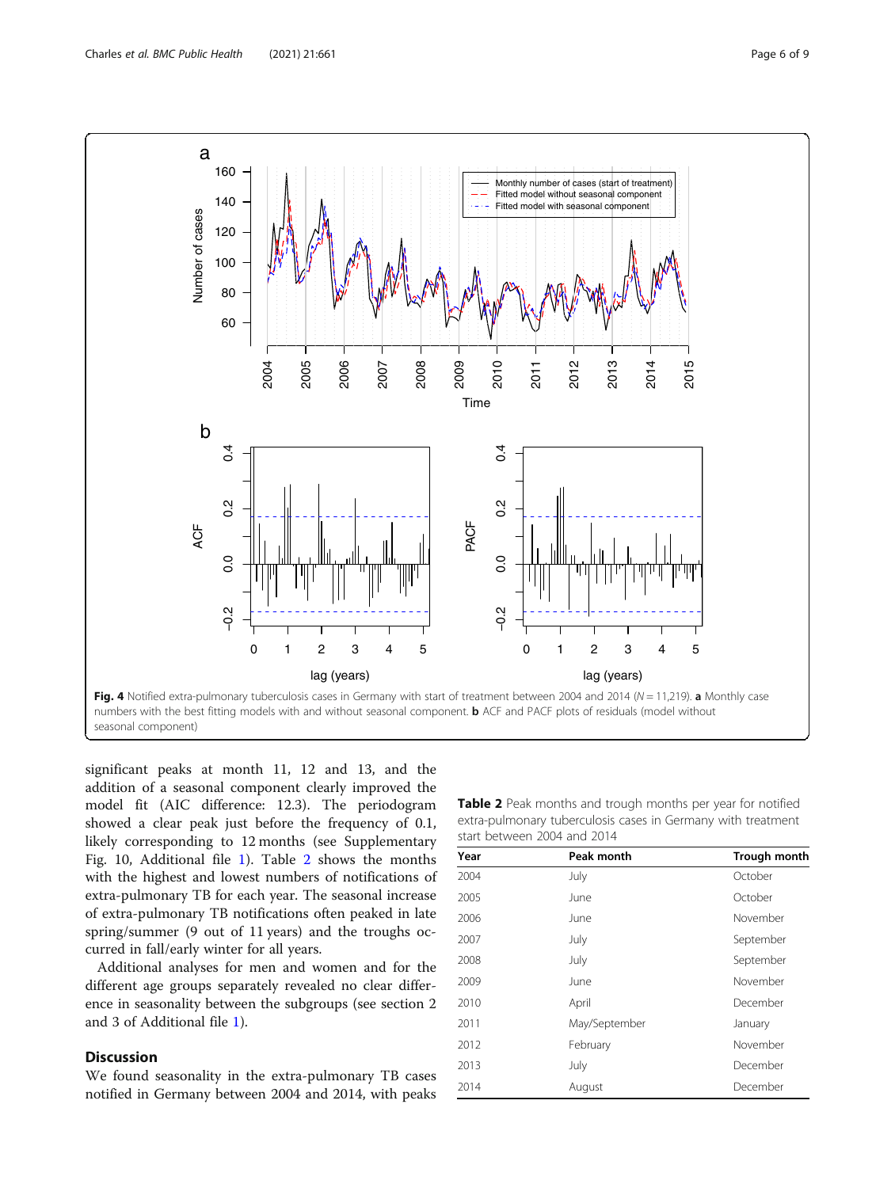Fig. 4 Notified extra-pulmonary tuberculosis cases in Germany with start of treatment between 2004 and 2014 ($N = 11{,}219$). **a** Monthly case numbers with the best fitting models with and without seasonal component. **b** ACF and PACF plots of residuals (model without seasonal component)

significant peaks at month 11, 12 and 13, and the addition of a seasonal component clearly improved the model fit (AIC difference: 12.3). The periodogram showed a clear peak just before the frequency of 0.1, likely corresponding to 12 months (see Supplementary Fig. 10, Additional file 1). Table 2 shows the months with the highest and lowest numbers of notifications of extra-pulmonary TB for each year. The seasonal increase of extra-pulmonary TB notifications often peaked in late spring/summer (9 out of 11 years) and the troughs occurred in fall/early winter for all years.

Additional analyses for men and women and for the different age groups separately revealed no clear difference in seasonality between the subgroups (see section 2 and 3 of Additional file 1).

**Table 2** Peak months and trough months per year for notified extra-pulmonary tuberculosis cases in Germany with treatment start between 2004 and 2014

| Year | Peak month | Trough month |
|---|---|---|
| 2004 | July | October |
| 2005 | June | October |
| 2006 | June | November |
| 2007 | July | September |
| 2008 | July | September |
| 2009 | June | November |
| 2010 | April | December |
| 2011 | May/September | January |
| 2012 | February | November |
| 2013 | July | December |
| 2014 | August | December |

## Discussion

We found seasonality in the extra-pulmonary TB cases notified in Germany between 2004 and 2014, with peaks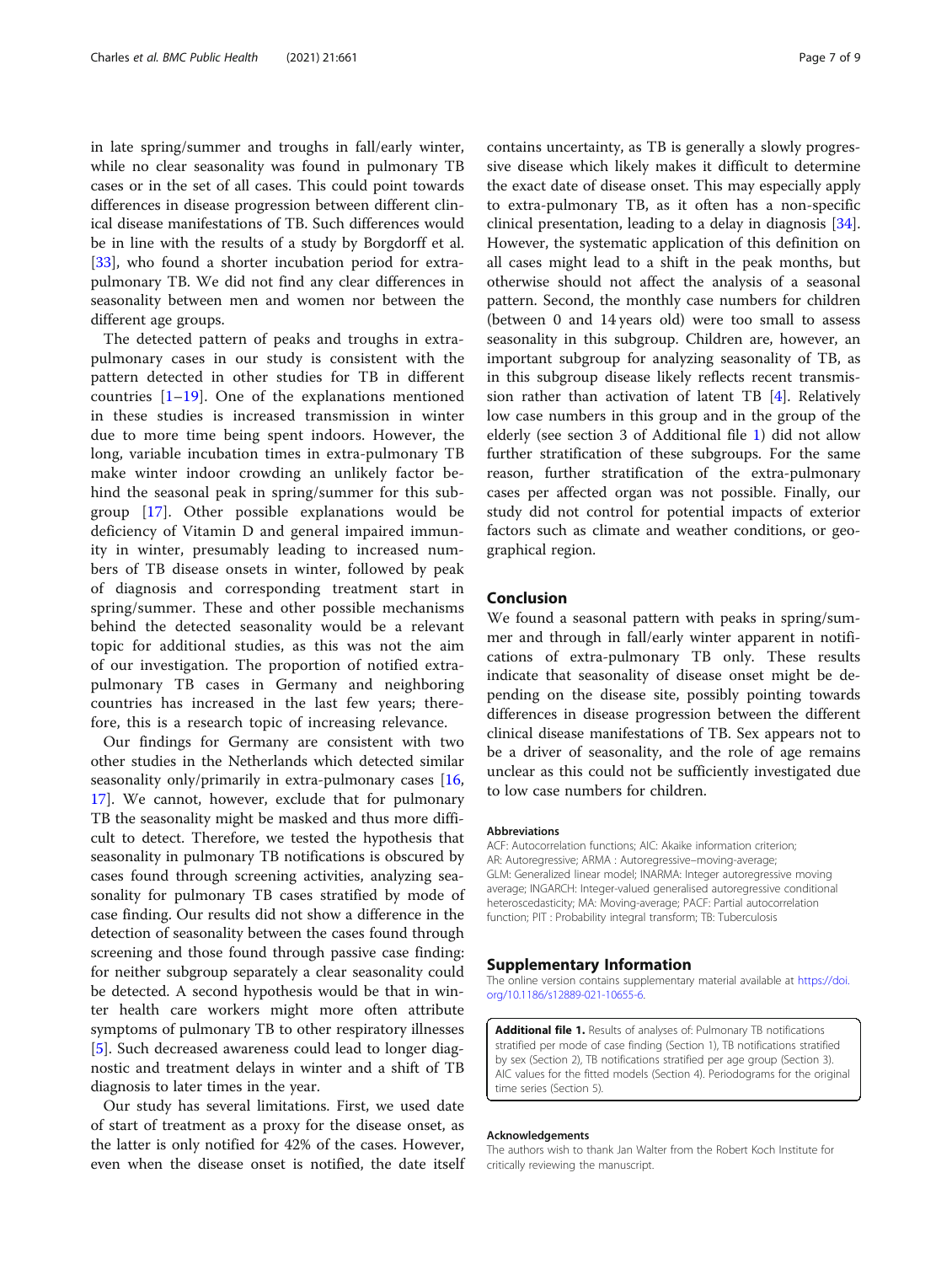in late spring/summer and troughs in fall/early winter, while no clear seasonality was found in pulmonary TB cases or in the set of all cases. This could point towards differences in disease progression between different clinical disease manifestations of TB. Such differences would be in line with the results of a study by Borgdorff et al. [33], who found a shorter incubation period for extra-pulmonary TB. We did not find any clear differences in seasonality between men and women nor between the different age groups.

The detected pattern of peaks and troughs in extra-pulmonary cases in our study is consistent with the pattern detected in other studies for TB in different countries [1–19]. One of the explanations mentioned in these studies is increased transmission in winter due to more time being spent indoors. However, the long, variable incubation times in extra-pulmonary TB make winter indoor crowding an unlikely factor behind the seasonal peak in spring/summer for this subgroup [17]. Other possible explanations would be deficiency of Vitamin D and general impaired immunity in winter, presumably leading to increased numbers of TB disease onsets in winter, followed by peak of diagnosis and corresponding treatment start in spring/summer. These and other possible mechanisms behind the detected seasonality would be a relevant topic for additional studies, as this was not the aim of our investigation. The proportion of notified extra-pulmonary TB cases in Germany and neighboring countries has increased in the last few years; therefore, this is a research topic of increasing relevance.

Our findings for Germany are consistent with two other studies in the Netherlands which detected similar seasonality only/primarily in extra-pulmonary cases [16, 17]. We cannot, however, exclude that for pulmonary TB the seasonality might be masked and thus more difficult to detect. Therefore, we tested the hypothesis that seasonality in pulmonary TB notifications is obscured by cases found through screening activities, analyzing seasonality for pulmonary TB cases stratified by mode of case finding. Our results did not show a difference in the detection of seasonality between the cases found through screening and those found through passive case finding: for neither subgroup separately a clear seasonality could be detected. A second hypothesis would be that in winter health care workers might more often attribute symptoms of pulmonary TB to other respiratory illnesses [5]. Such decreased awareness could lead to longer diagnostic and treatment delays in winter and a shift of TB diagnosis to later times in the year.

Our study has several limitations. First, we used date of start of treatment as a proxy for the disease onset, as the latter is only notified for 42% of the cases. However, even when the disease onset is notified, the date itself contains uncertainty, as TB is generally a slowly progressive disease which likely makes it difficult to determine the exact date of disease onset. This may especially apply to extra-pulmonary TB, as it often has a non-specific clinical presentation, leading to a delay in diagnosis [34]. However, the systematic application of this definition on all cases might lead to a shift in the peak months, but otherwise should not affect the analysis of a seasonal pattern. Second, the monthly case numbers for children (between 0 and 14 years old) were too small to assess seasonality in this subgroup. Children are, however, an important subgroup for analyzing seasonality of TB, as in this subgroup disease likely reflects recent transmission rather than activation of latent TB [4]. Relatively low case numbers in this group and in the group of the elderly (see section 3 of Additional file 1) did not allow further stratification of these subgroups. For the same reason, further stratification of the extra-pulmonary cases per affected organ was not possible. Finally, our study did not control for potential impacts of exterior factors such as climate and weather conditions, or geographical region.

## Conclusion

We found a seasonal pattern with peaks in spring/summer and through in fall/early winter apparent in notifications of extra-pulmonary TB only. These results indicate that seasonality of disease onset might be depending on the disease site, possibly pointing towards differences in disease progression between the different clinical disease manifestations of TB. Sex appears not to be a driver of seasonality, and the role of age remains unclear as this could not be sufficiently investigated due to low case numbers for children.

#### Abbreviations

ACF: Autocorrelation functions; AIC: Akaike information criterion; AR: Autoregressive; ARMA : Autoregressive–moving-average; GLM: Generalized linear model; INARMA: Integer autoregressive moving average; INGARCH: Integer-valued generalised autoregressive conditional heteroscedasticity; MA: Moving-average; PACF: Partial autocorrelation function; PIT : Probability integral transform; TB: Tuberculosis

## Supplementary Information

The online version contains supplementary material available at https://doi.org/10.1186/s12889-021-10655-6.

**Additional file 1.** Results of analyses of: Pulmonary TB notifications stratified per mode of case finding (Section 1), TB notifications stratified by sex (Section 2), TB notifications stratified per age group (Section 3). AIC values for the fitted models (Section 4). Periodograms for the original time series (Section 5).

#### Acknowledgements

The authors wish to thank Jan Walter from the Robert Koch Institute for critically reviewing the manuscript.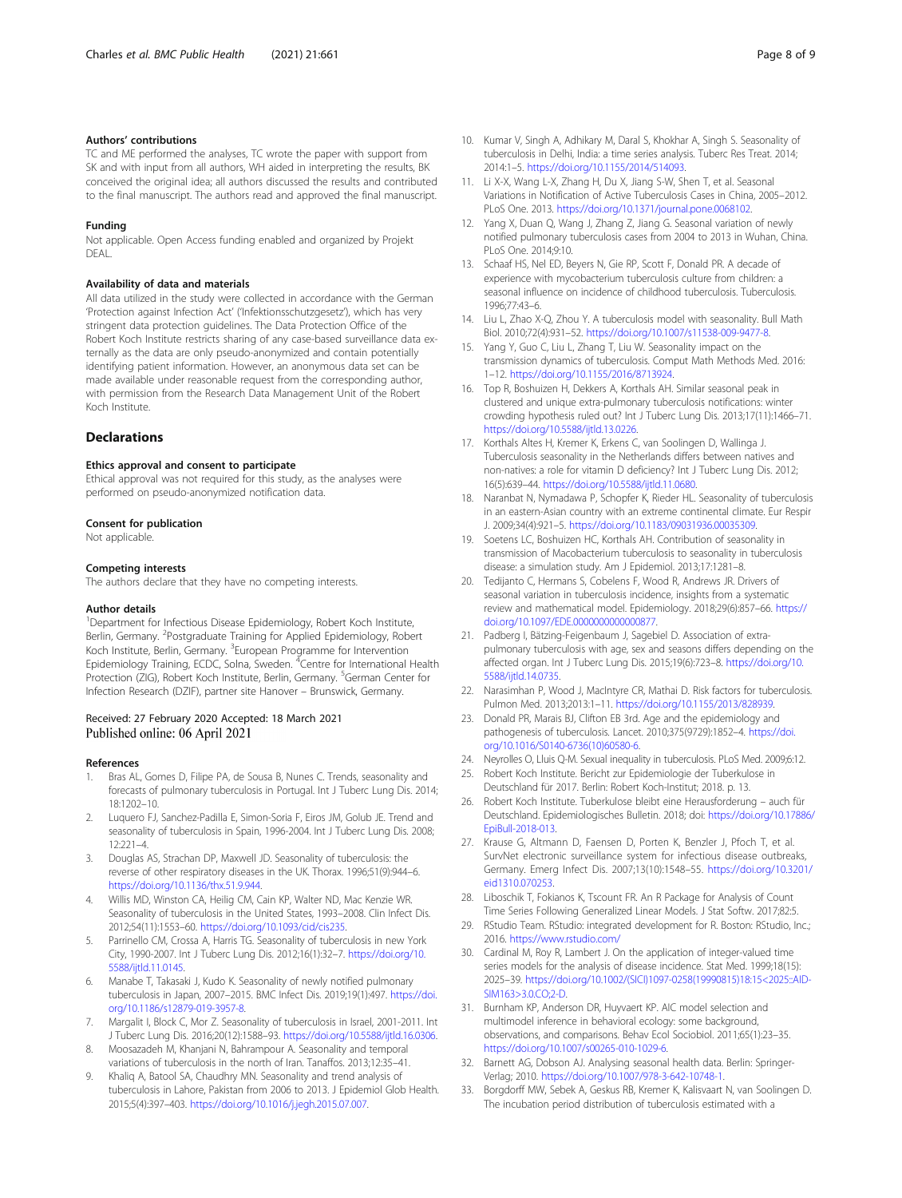### Authors' contributions

TC and ME performed the analyses, TC wrote the paper with support from SK and with input from all authors, WH aided in interpreting the results, BK conceived the original idea; all authors discussed the results and contributed to the final manuscript. The authors read and approved the final manuscript.

### Funding

Not applicable. Open Access funding enabled and organized by Projekt DEAL.

### Availability of data and materials

All data utilized in the study were collected in accordance with the German 'Protection against Infection Act' ('Infektionsschutzgesetz'), which has very stringent data protection guidelines. The Data Protection Office of the Robert Koch Institute restricts sharing of any case-based surveillance data externally as the data are only pseudo-anonymized and contain potentially identifying patient information. However, an anonymous data set can be made available under reasonable request from the corresponding author, with permission from the Research Data Management Unit of the Robert Koch Institute.

## Declarations

### Ethics approval and consent to participate

Ethical approval was not required for this study, as the analyses were performed on pseudo-anonymized notification data.

### Consent for publication

Not applicable.

### Competing interests

The authors declare that they have no competing interests.

### Author details

[1]Department for Infectious Disease Epidemiology, Robert Koch Institute, Berlin, Germany. [2]Postgraduate Training for Applied Epidemiology, Robert Koch Institute, Berlin, Germany. [3]European Programme for Intervention Epidemiology Training, ECDC, Solna, Sweden. [4]Centre for International Health Protection (ZIG), Robert Koch Institute, Berlin, Germany. [5]German Center for Infection Research (DZIF), partner site Hanover – Brunswick, Germany.

Received: 27 February 2020 Accepted: 18 March 2021
Published online: 06 April 2021

### References

1. Bras AL, Gomes D, Filipe PA, de Sousa B, Nunes C. Trends, seasonality and forecasts of pulmonary tuberculosis in Portugal. Int J Tuberc Lung Dis. 2014; 18:1202–10.
2. Luquero FJ, Sanchez-Padilla E, Simon-Soria F, Eiros JM, Golub JE. Trend and seasonality of tuberculosis in Spain, 1996-2004. Int J Tuberc Lung Dis. 2008; 12:221–4.
3. Douglas AS, Strachan DP, Maxwell JD. Seasonality of tuberculosis: the reverse of other respiratory diseases in the UK. Thorax. 1996;51(9):944–6. https://doi.org/10.1136/thx.51.9.944.
4. Willis MD, Winston CA, Heilig CM, Cain KP, Walter ND, Mac Kenzie WR. Seasonality of tuberculosis in the United States, 1993–2008. Clin Infect Dis. 2012;54(11):1553–60. https://doi.org/10.1093/cid/cis235.
5. Parrinello CM, Crossa A, Harris TG. Seasonality of tuberculosis in New York City, 1990-2007. Int J Tuberc Lung Dis. 2012;16(1):32–7. https://doi.org/10.5588/ijtld.11.0145.
6. Manabe T, Takasaki J, Kudo K. Seasonality of newly notified pulmonary tuberculosis in Japan, 2007–2015. BMC Infect Dis. 2019;19(1):497. https://doi.org/10.1186/s12879-019-3957-8.
7. Margalit I, Block C, Mor Z. Seasonality of tuberculosis in Israel, 2001-2011. Int J Tuberc Lung Dis. 2016;20(12):1588–93. https://doi.org/10.5588/ijtld.16.0306.
8. Moosazadeh M, Khanjani N, Bahrampour A. Seasonality and temporal variations of tuberculosis in the north of Iran. Tanaffos. 2013;12:35–41.
9. Khaliq A, Batool SA, Chaudhry MN. Seasonality and trend analysis of tuberculosis in Lahore, Pakistan from 2006 to 2013. J Epidemiol Glob Health. 2015;5(4):397–403. https://doi.org/10.1016/j.jegh.2015.07.007.
10. Kumar V, Singh A, Adhikary M, Daral S, Khokhar A, Singh S. Seasonality of tuberculosis in Delhi, India: a time series analysis. Tuberc Res Treat. 2014; 2014:1–5. https://doi.org/10.1155/2014/514093.
11. Li X-X, Wang L-X, Zhang H, Du X, Jiang S-W, Shen T, et al. Seasonal Variations in Notification of Active Tuberculosis Cases in China, 2005–2012. PLoS One. 2013. https://doi.org/10.1371/journal.pone.0068102.
12. Yang X, Duan Q, Wang J, Zhang Z, Jiang G. Seasonal variation of newly notified pulmonary tuberculosis cases from 2004 to 2013 in Wuhan, China. PLoS One. 2014;9:10.
13. Schaaf HS, Nel ED, Beyers N, Gie RP, Scott F, Donald PR. A decade of experience with mycobacterium tuberculosis culture from children: a seasonal influence on incidence of childhood tuberculosis. Tuberculosis. 1996;77:43–6.
14. Liu L, Zhao X-Q, Zhou Y. A tuberculosis model with seasonality. Bull Math Biol. 2010;72(4):931–52. https://doi.org/10.1007/s11538-009-9477-8.
15. Yang Y, Guo C, Liu L, Zhang T, Liu W. Seasonality impact on the transmission dynamics of tuberculosis. Comput Math Methods Med. 2016: 1–12. https://doi.org/10.1155/2016/8713924.
16. Top R, Boshuizen H, Dekkers A, Korthals AH. Similar seasonal peak in clustered and unique extra-pulmonary tuberculosis notifications: winter crowding hypothesis ruled out? Int J Tuberc Lung Dis. 2013;17(11):1466–71. https://doi.org/10.5588/ijtld.13.0226.
17. Korthals Altes H, Kremer K, Erkens C, van Soolingen D, Wallinga J. Tuberculosis seasonality in the Netherlands differs between natives and non-natives: a role for vitamin D deficiency? Int J Tuberc Lung Dis. 2012; 16(5):639–44. https://doi.org/10.5588/ijtld.11.0680.
18. Naranbat N, Nymadawa P, Schopfer K, Rieder HL. Seasonality of tuberculosis in an eastern-Asian country with an extreme continental climate. Eur Respir J. 2009;34(4):921–5. https://doi.org/10.1183/09031936.00035309.
19. Soetens LC, Boshuizen HC, Korthals AH. Contribution of seasonality in transmission of Macobacterium tuberculosis to seasonality in tuberculosis disease: a simulation study. Am J Epidemiol. 2013;17:1281–8.
20. Tedijanto C, Hermans S, Cobelens F, Wood R, Andrews JR. Drivers of seasonal variation in tuberculosis incidence, insights from a systematic review and mathematical model. Epidemiology. 2018;29(6):857–66. https://doi.org/10.1097/EDE.0000000000000877.
21. Padberg I, Bätzing-Feigenbaum J, Sagebiel D. Association of extra-pulmonary tuberculosis with age, sex and seasons differs depending on the affected organ. Int J Tuberc Lung Dis. 2015;19(6):723–8. https://doi.org/10.5588/ijtld.14.0735.
22. Narasimhan P, Wood J, MacIntyre CR, Mathai D. Risk factors for tuberculosis. Pulmon Med. 2013;2013:1–11. https://doi.org/10.1155/2013/828939.
23. Donald PR, Marais BJ, Clifton EB 3rd. Age and the epidemiology and pathogenesis of tuberculosis. Lancet. 2010;375(9729):1852–4. https://doi.org/10.1016/S0140-6736(10)60580-6.
24. Neyrolles O, Lluis Q-M. Sexual inequality in tuberculosis. PLoS Med. 2009;6:12.
25. Robert Koch Institute. Bericht zur Epidemiologie der Tuberkulose in Deutschland für 2017. Berlin: Robert Koch-Institut; 2018. p. 13.
26. Robert Koch Institute. Tuberkulose bleibt eine Herausforderung – auch für Deutschland. Epidemiologisches Bulletin. 2018; doi: https://doi.org/10.17886/EpiBull-2018-013.
27. Krause G, Altmann D, Faensen D, Porten K, Benzler J, Pfoch T, et al. SurvNet electronic surveillance system for infectious disease outbreaks, Germany. Emerg Infect Dis. 2007;13(10):1548–55. https://doi.org/10.3201/eid1310.070253.
28. Liboschik T, Fokianos K, Tscount FR. An R Package for Analysis of Count Time Series Following Generalized Linear Models. J Stat Softw. 2017;82:5.
29. RStudio Team. RStudio: integrated development for R. Boston: RStudio, Inc.; 2016. https://www.rstudio.com/
30. Cardinal M, Roy R, Lambert J. On the application of integer-valued time series models for the analysis of disease incidence. Stat Med. 1999;18(15): 2025–39. https://doi.org/10.1002/(SICI)1097-0258(19990815)18:15<2025::AID-SIM163>3.0.CO;2-D.
31. Burnham KP, Anderson DR, Huyvaert KP. AIC model selection and multimodel inference in behavioral ecology: some background, observations, and comparisons. Behav Ecol Sociobiol. 2011;65(1):23–35. https://doi.org/10.1007/s00265-010-1029-6.
32. Barnett AG, Dobson AJ. Analysing seasonal health data. Berlin: Springer-Verlag; 2010. https://doi.org/10.1007/978-3-642-10748-1.
33. Borgdorff MW, Sebek A, Geskus RB, Kremer K, Kalisvaart N, van Soolingen D. The incubation period distribution of tuberculosis estimated with a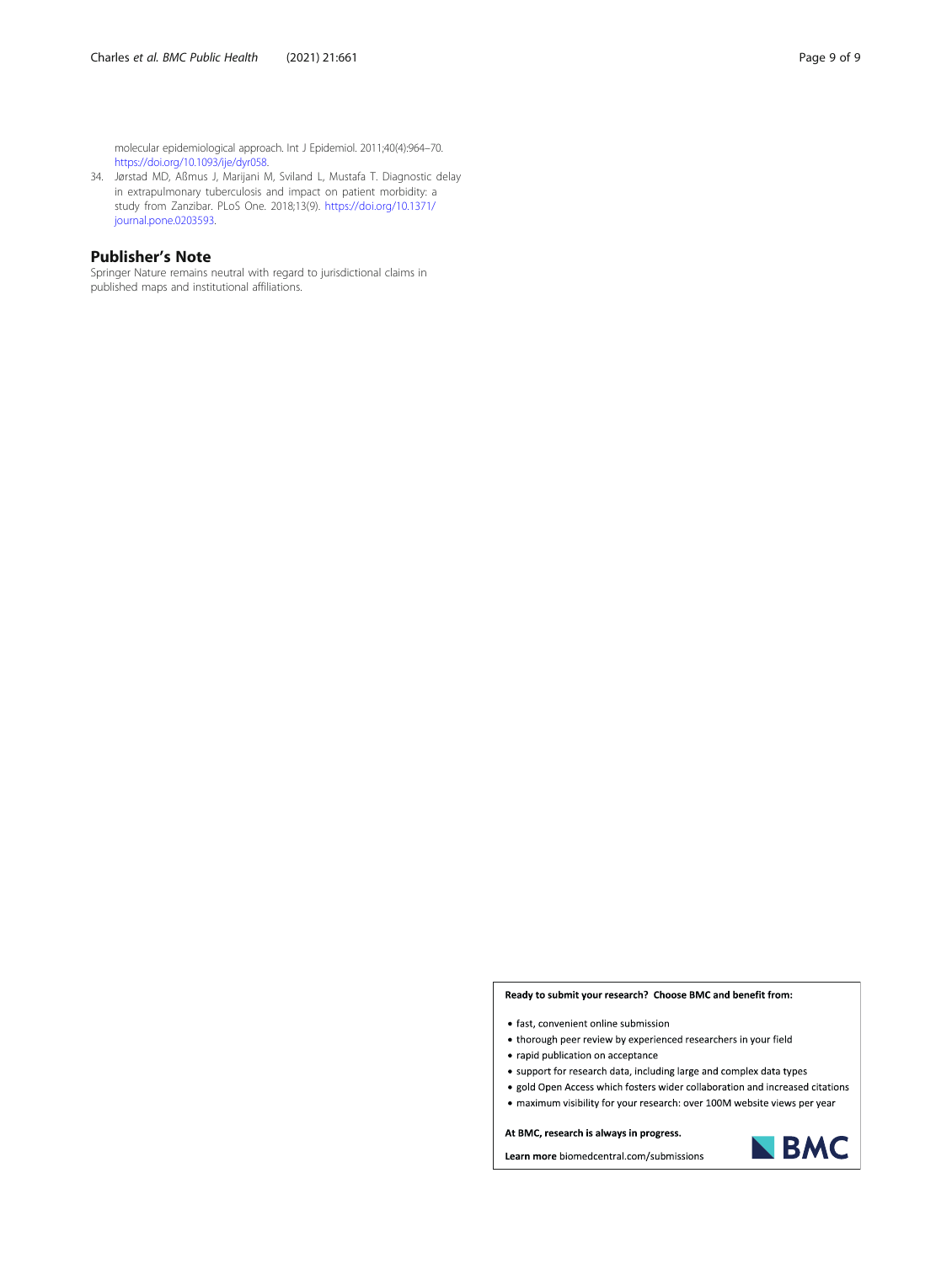molecular epidemiological approach. Int J Epidemiol. 2011;40(4):964–70. https://doi.org/10.1093/ije/dyr058.

34. Jørstad MD, Aßmus J, Marijani M, Sviland L, Mustafa T. Diagnostic delay in extrapulmonary tuberculosis and impact on patient morbidity: a study from Zanzibar. PLoS One. 2018;13(9). https://doi.org/10.1371/journal.pone.0203593.

## Publisher's Note

Springer Nature remains neutral with regard to jurisdictional claims in published maps and institutional affiliations.

**Ready to submit your research? Choose BMC and benefit from:**

- fast, convenient online submission
- thorough peer review by experienced researchers in your field
- rapid publication on acceptance
- support for research data, including large and complex data types
- gold Open Access which fosters wider collaboration and increased citations
- maximum visibility for your research: over 100M website views per year

**At BMC, research is always in progress.**

**Learn more** biomedcentral.com/submissions

BMC